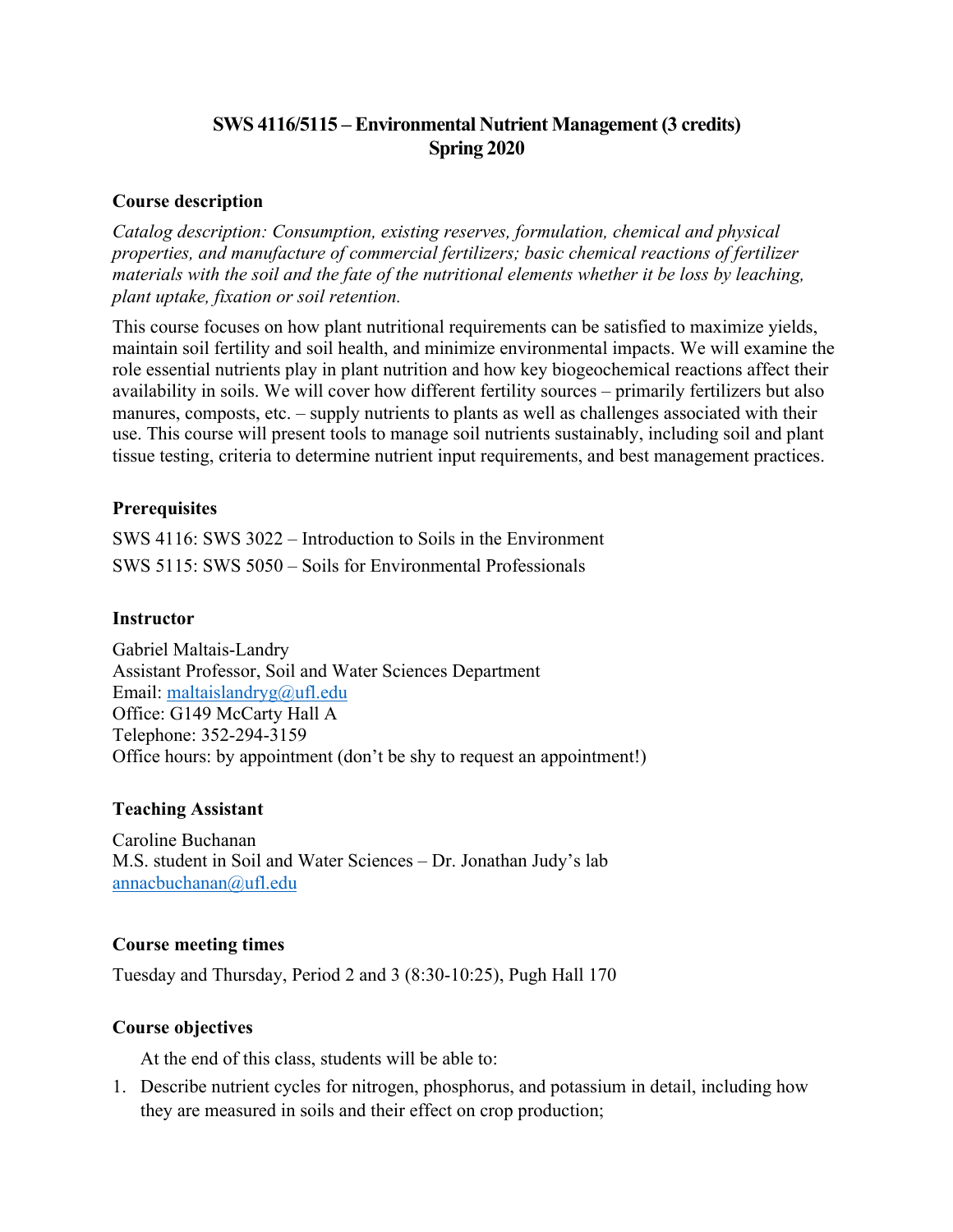# SWS 4116/5115 – Environmental Nutrient Management (3 credits)
# Spring 2020

## Course description

*Catalog description: Consumption, existing reserves, formulation, chemical and physical properties, and manufacture of commercial fertilizers; basic chemical reactions of fertilizer materials with the soil and the fate of the nutritional elements whether it be loss by leaching, plant uptake, fixation or soil retention.*

This course focuses on how plant nutritional requirements can be satisfied to maximize yields, maintain soil fertility and soil health, and minimize environmental impacts. We will examine the role essential nutrients play in plant nutrition and how key biogeochemical reactions affect their availability in soils. We will cover how different fertility sources – primarily fertilizers but also manures, composts, etc. – supply nutrients to plants as well as challenges associated with their use. This course will present tools to manage soil nutrients sustainably, including soil and plant tissue testing, criteria to determine nutrient input requirements, and best management practices.

## Prerequisites

SWS 4116: SWS 3022 – Introduction to Soils in the Environment

SWS 5115: SWS 5050 – Soils for Environmental Professionals

## Instructor

Gabriel Maltais-Landry
Assistant Professor, Soil and Water Sciences Department
Email: maltaislandryg@ufl.edu
Office: G149 McCarty Hall A
Telephone: 352-294-3159
Office hours: by appointment (don't be shy to request an appointment!)

## Teaching Assistant

Caroline Buchanan
M.S. student in Soil and Water Sciences – Dr. Jonathan Judy's lab
annacbuchanan@ufl.edu

## Course meeting times

Tuesday and Thursday, Period 2 and 3 (8:30-10:25), Pugh Hall 170

## Course objectives

At the end of this class, students will be able to:

1. Describe nutrient cycles for nitrogen, phosphorus, and potassium in detail, including how they are measured in soils and their effect on crop production;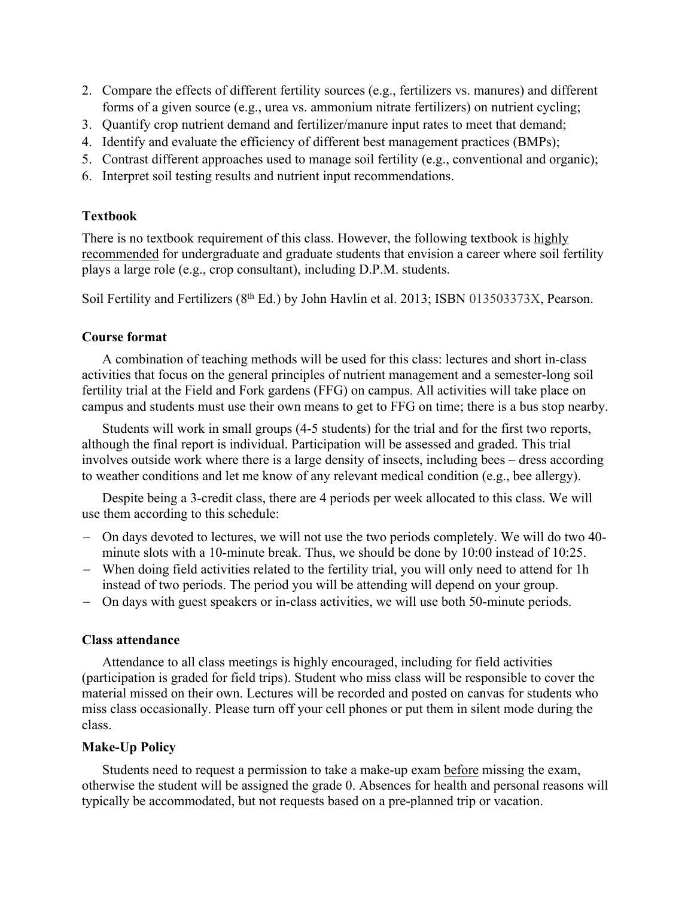2. Compare the effects of different fertility sources (e.g., fertilizers vs. manures) and different forms of a given source (e.g., urea vs. ammonium nitrate fertilizers) on nutrient cycling;
3. Quantify crop nutrient demand and fertilizer/manure input rates to meet that demand;
4. Identify and evaluate the efficiency of different best management practices (BMPs);
5. Contrast different approaches used to manage soil fertility (e.g., conventional and organic);
6. Interpret soil testing results and nutrient input recommendations.

**Textbook**

There is no textbook requirement of this class. However, the following textbook is highly recommended for undergraduate and graduate students that envision a career where soil fertility plays a large role (e.g., crop consultant), including D.P.M. students.

Soil Fertility and Fertilizers (8th Ed.) by John Havlin et al. 2013; ISBN 013503373X, Pearson.

**Course format**

A combination of teaching methods will be used for this class: lectures and short in-class activities that focus on the general principles of nutrient management and a semester-long soil fertility trial at the Field and Fork gardens (FFG) on campus. All activities will take place on campus and students must use their own means to get to FFG on time; there is a bus stop nearby.

Students will work in small groups (4-5 students) for the trial and for the first two reports, although the final report is individual. Participation will be assessed and graded. This trial involves outside work where there is a large density of insects, including bees – dress according to weather conditions and let me know of any relevant medical condition (e.g., bee allergy).

Despite being a 3-credit class, there are 4 periods per week allocated to this class. We will use them according to this schedule:

- On days devoted to lectures, we will not use the two periods completely. We will do two 40-minute slots with a 10-minute break. Thus, we should be done by 10:00 instead of 10:25.
- When doing field activities related to the fertility trial, you will only need to attend for 1h instead of two periods. The period you will be attending will depend on your group.
- On days with guest speakers or in-class activities, we will use both 50-minute periods.

**Class attendance**

Attendance to all class meetings is highly encouraged, including for field activities (participation is graded for field trips). Student who miss class will be responsible to cover the material missed on their own. Lectures will be recorded and posted on canvas for students who miss class occasionally. Please turn off your cell phones or put them in silent mode during the class.

**Make-Up Policy**

Students need to request a permission to take a make-up exam before missing the exam, otherwise the student will be assigned the grade 0. Absences for health and personal reasons will typically be accommodated, but not requests based on a pre-planned trip or vacation.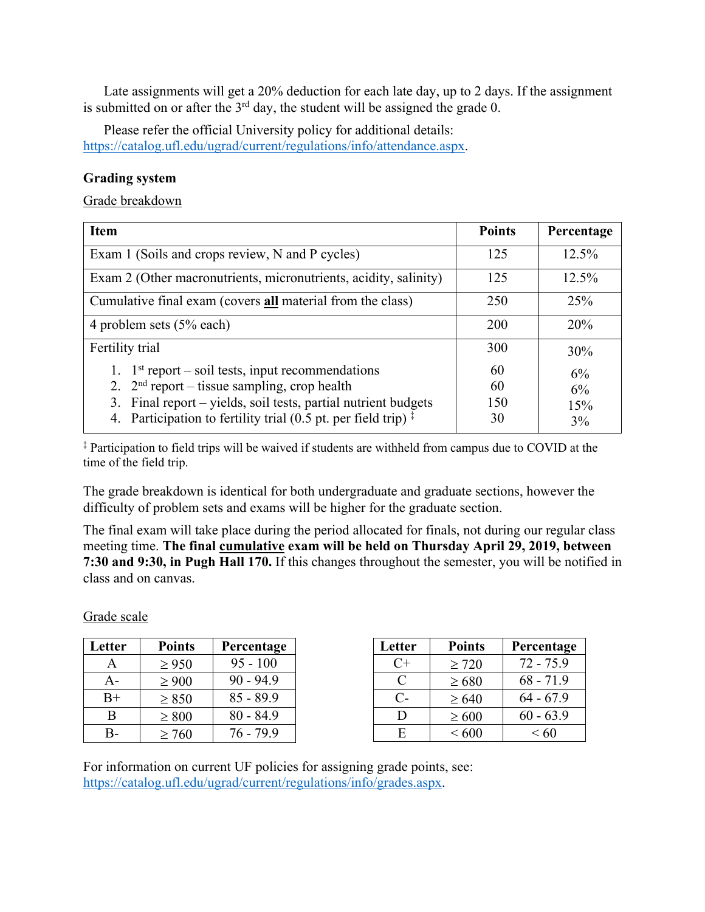Late assignments will get a 20% deduction for each late day, up to 2 days. If the assignment is submitted on or after the 3rd day, the student will be assigned the grade 0.

Please refer the official University policy for additional details: https://catalog.ufl.edu/ugrad/current/regulations/info/attendance.aspx.

**Grading system**

Grade breakdown

| Item | Points | Percentage |
|---|---|---|
| Exam 1 (Soils and crops review, N and P cycles) | 125 | 12.5% |
| Exam 2 (Other macronutrients, micronutrients, acidity, salinity) | 125 | 12.5% |
| Cumulative final exam (covers **all** material from the class) | 250 | 25% |
| 4 problem sets (5% each) | 200 | 20% |
| Fertility trial | 300 | 30% |
| 1. 1st report – soil tests, input recommendations | 60 | 6% |
| 2. 2nd report – tissue sampling, crop health | 60 | 6% |
| 3. Final report – yields, soil tests, partial nutrient budgets | 150 | 15% |
| 4. Participation to fertility trial (0.5 pt. per field trip) ‡ | 30 | 3% |

‡ Participation to field trips will be waived if students are withheld from campus due to COVID at the time of the field trip.

The grade breakdown is identical for both undergraduate and graduate sections, however the difficulty of problem sets and exams will be higher for the graduate section.

The final exam will take place during the period allocated for finals, not during our regular class meeting time. **The final cumulative exam will be held on Thursday April 29, 2019, between 7:30 and 9:30, in Pugh Hall 170.** If this changes throughout the semester, you will be notified in class and on canvas.

Grade scale

| Letter | Points | Percentage |
|---|---|---|
| A | ≥ 950 | 95 - 100 |
| A- | ≥ 900 | 90 - 94.9 |
| B+ | ≥ 850 | 85 - 89.9 |
| B | ≥ 800 | 80 - 84.9 |
| B- | ≥ 760 | 76 - 79.9 |

| Letter | Points | Percentage |
|---|---|---|
| C+ | ≥ 720 | 72 - 75.9 |
| C | ≥ 680 | 68 - 71.9 |
| C- | ≥ 640 | 64 - 67.9 |
| D | ≥ 600 | 60 - 63.9 |
| E | < 600 | < 60 |

For information on current UF policies for assigning grade points, see: https://catalog.ufl.edu/ugrad/current/regulations/info/grades.aspx.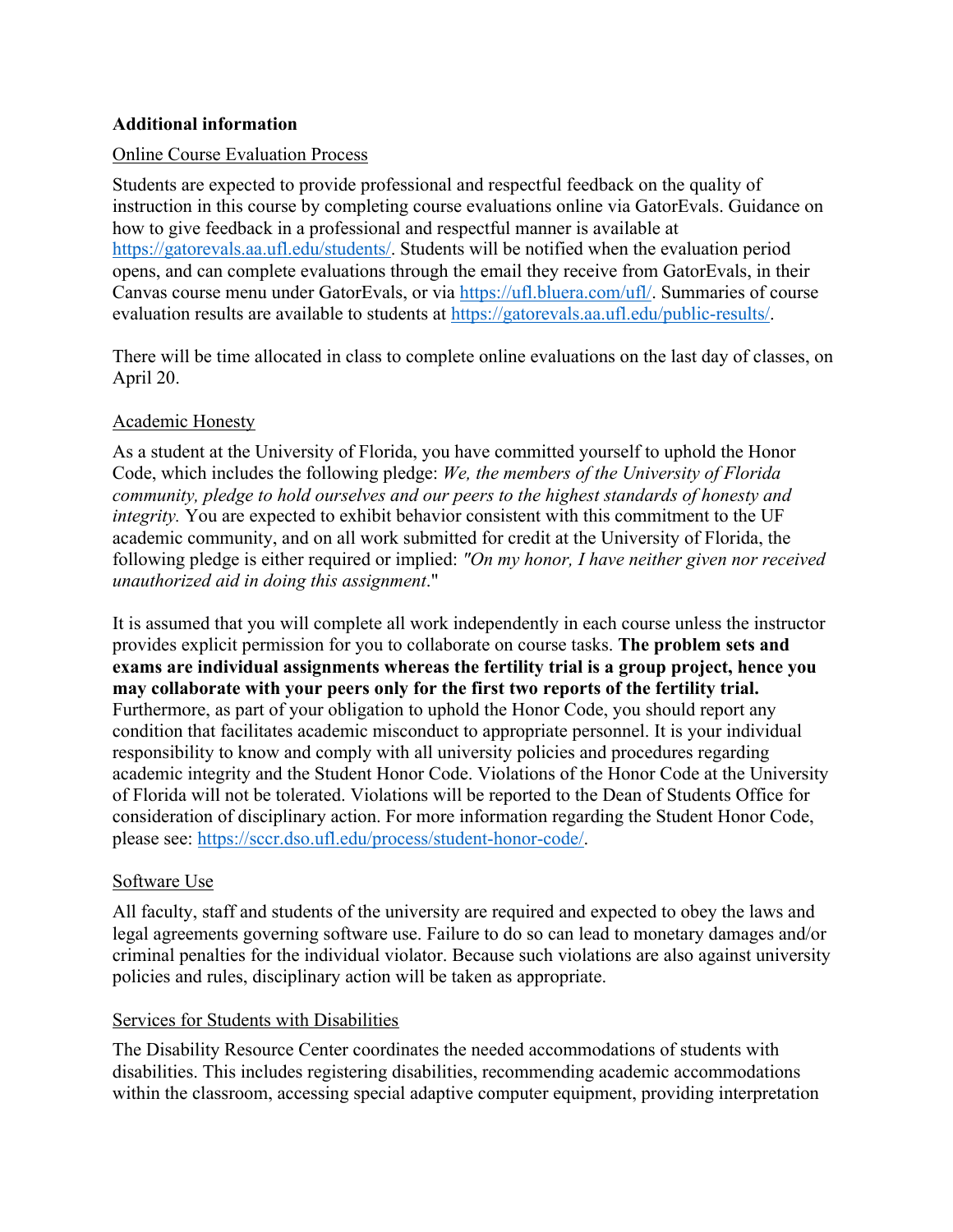**Additional information**

Online Course Evaluation Process

Students are expected to provide professional and respectful feedback on the quality of instruction in this course by completing course evaluations online via GatorEvals. Guidance on how to give feedback in a professional and respectful manner is available at https://gatorevals.aa.ufl.edu/students/. Students will be notified when the evaluation period opens, and can complete evaluations through the email they receive from GatorEvals, in their Canvas course menu under GatorEvals, or via https://ufl.bluera.com/ufl/. Summaries of course evaluation results are available to students at https://gatorevals.aa.ufl.edu/public-results/.

There will be time allocated in class to complete online evaluations on the last day of classes, on April 20.

Academic Honesty

As a student at the University of Florida, you have committed yourself to uphold the Honor Code, which includes the following pledge: *We, the members of the University of Florida community, pledge to hold ourselves and our peers to the highest standards of honesty and integrity.* You are expected to exhibit behavior consistent with this commitment to the UF academic community, and on all work submitted for credit at the University of Florida, the following pledge is either required or implied: *"On my honor, I have neither given nor received unauthorized aid in doing this assignment*."

It is assumed that you will complete all work independently in each course unless the instructor provides explicit permission for you to collaborate on course tasks. **The problem sets and exams are individual assignments whereas the fertility trial is a group project, hence you may collaborate with your peers only for the first two reports of the fertility trial.** Furthermore, as part of your obligation to uphold the Honor Code, you should report any condition that facilitates academic misconduct to appropriate personnel. It is your individual responsibility to know and comply with all university policies and procedures regarding academic integrity and the Student Honor Code. Violations of the Honor Code at the University of Florida will not be tolerated. Violations will be reported to the Dean of Students Office for consideration of disciplinary action. For more information regarding the Student Honor Code, please see: https://sccr.dso.ufl.edu/process/student-honor-code/.

Software Use

All faculty, staff and students of the university are required and expected to obey the laws and legal agreements governing software use. Failure to do so can lead to monetary damages and/or criminal penalties for the individual violator. Because such violations are also against university policies and rules, disciplinary action will be taken as appropriate.

Services for Students with Disabilities

The Disability Resource Center coordinates the needed accommodations of students with disabilities. This includes registering disabilities, recommending academic accommodations within the classroom, accessing special adaptive computer equipment, providing interpretation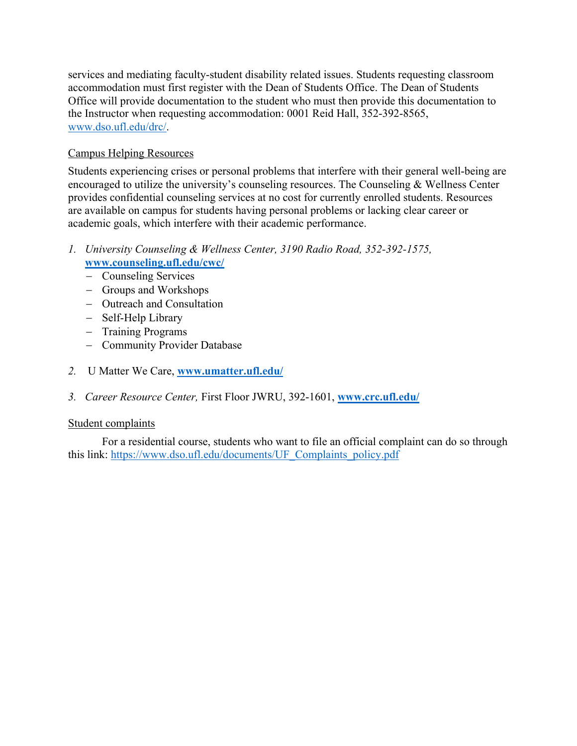services and mediating faculty-student disability related issues. Students requesting classroom accommodation must first register with the Dean of Students Office. The Dean of Students Office will provide documentation to the student who must then provide this documentation to the Instructor when requesting accommodation: 0001 Reid Hall, 352-392-8565, www.dso.ufl.edu/drc/.

<u>Campus Helping Resources</u>

Students experiencing crises or personal problems that interfere with their general well-being are encouraged to utilize the university's counseling resources. The Counseling & Wellness Center provides confidential counseling services at no cost for currently enrolled students. Resources are available on campus for students having personal problems or lacking clear career or academic goals, which interfere with their academic performance.

1. *University Counseling & Wellness Center, 3190 Radio Road, 352-392-1575,* **www.counseling.ufl.edu/cwc/**
   - Counseling Services
   - Groups and Workshops
   - Outreach and Consultation
   - Self-Help Library
   - Training Programs
   - Community Provider Database

2. U Matter We Care, **www.umatter.ufl.edu/**

3. *Career Resource Center,* First Floor JWRU, 392-1601, **www.crc.ufl.edu/**

<u>Student complaints</u>

For a residential course, students who want to file an official complaint can do so through this link: https://www.dso.ufl.edu/documents/UF_Complaints_policy.pdf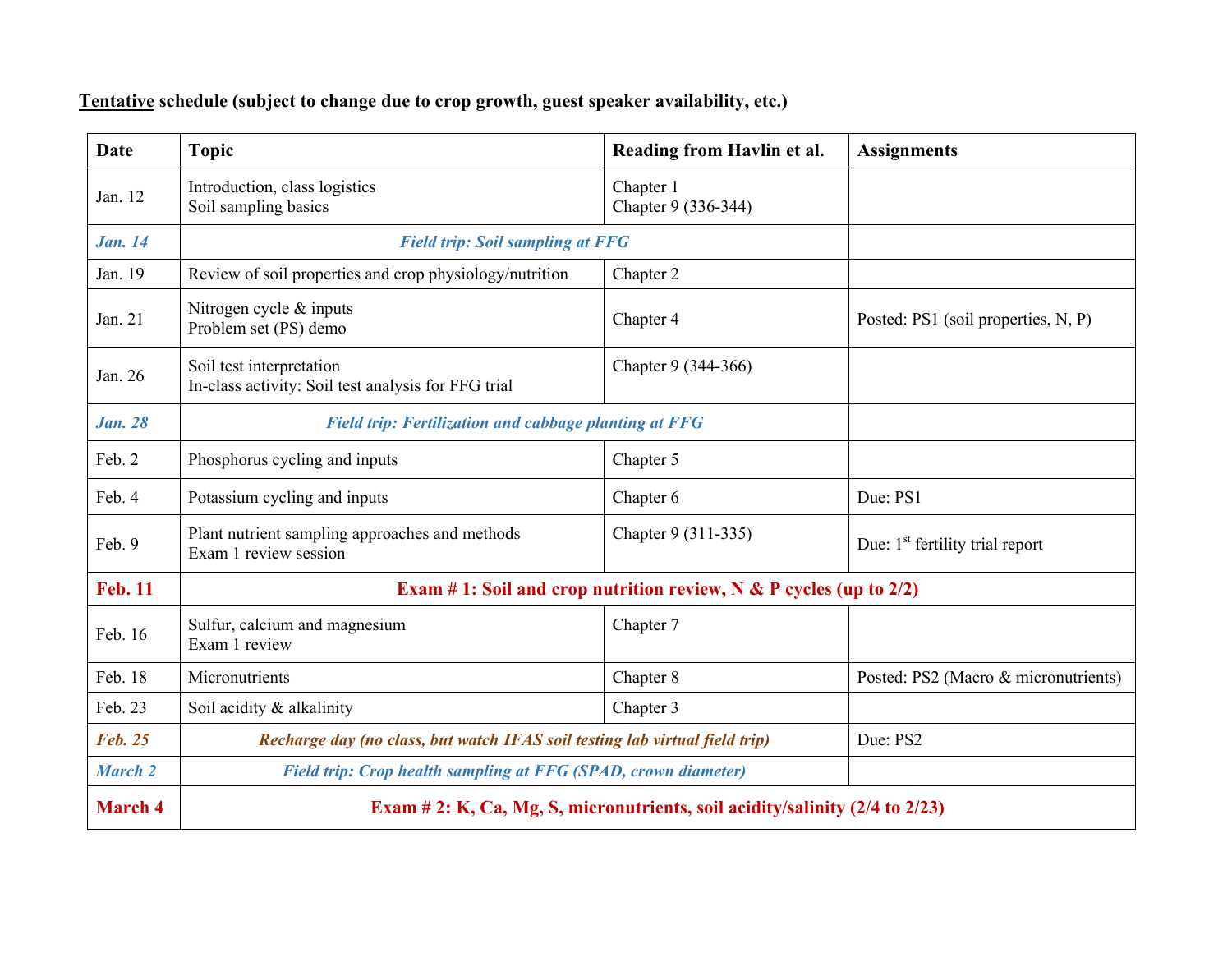**<u>Tentative</u> schedule (subject to change due to crop growth, guest speaker availability, etc.)**

| Date | Topic | Reading from Havlin et al. | Assignments |
|---|---|---|---|
| Jan. 12 | Introduction, class logistics<br>Soil sampling basics | Chapter 1<br>Chapter 9 (336-344) | |
| ***Jan. 14*** | ***Field trip: Soil sampling at FFG*** | | |
| Jan. 19 | Review of soil properties and crop physiology/nutrition | Chapter 2 | |
| Jan. 21 | Nitrogen cycle & inputs<br>Problem set (PS) demo | Chapter 4 | Posted: PS1 (soil properties, N, P) |
| Jan. 26 | Soil test interpretation<br>In-class activity: Soil test analysis for FFG trial | Chapter 9 (344-366) | |
| ***Jan. 28*** | ***Field trip: Fertilization and cabbage planting at FFG*** | | |
| Feb. 2 | Phosphorus cycling and inputs | Chapter 5 | |
| Feb. 4 | Potassium cycling and inputs | Chapter 6 | Due: PS1 |
| Feb. 9 | Plant nutrient sampling approaches and methods<br>Exam 1 review session | Chapter 9 (311-335) | Due: 1st fertility trial report |
| **Feb. 11** | **Exam # 1: Soil and crop nutrition review, N & P cycles (up to 2/2)** | | |
| Feb. 16 | Sulfur, calcium and magnesium<br>Exam 1 review | Chapter 7 | |
| Feb. 18 | Micronutrients | Chapter 8 | Posted: PS2 (Macro & micronutrients) |
| Feb. 23 | Soil acidity & alkalinity | Chapter 3 | |
| ***Feb. 25*** | ***Recharge day (no class, but watch IFAS soil testing lab virtual field trip)*** | | Due: PS2 |
| ***March 2*** | ***Field trip: Crop health sampling at FFG (SPAD, crown diameter)*** | | |
| **March 4** | **Exam # 2: K, Ca, Mg, S, micronutrients, soil acidity/salinity (2/4 to 2/23)** | | |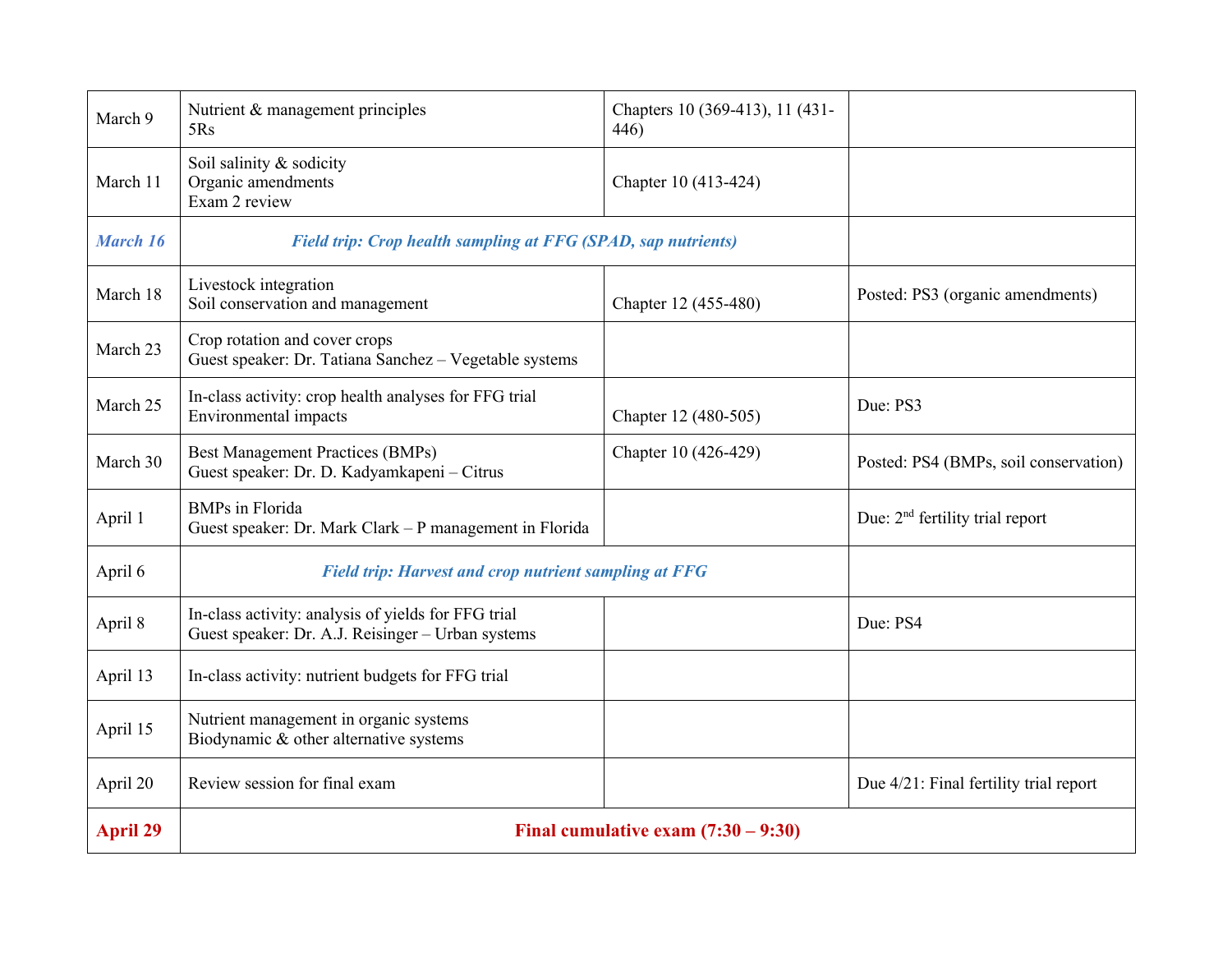| | | | |
|---|---|---|---|
| March 9 | Nutrient & management principles<br>5Rs | Chapters 10 (369-413), 11 (431-446) | |
| March 11 | Soil salinity & sodicity<br>Organic amendments<br>Exam 2 review | Chapter 10 (413-424) | |
| ***March 16*** | ***Field trip: Crop health sampling at FFG (SPAD, sap nutrients)*** | | |
| March 18 | Livestock integration<br>Soil conservation and management | Chapter 12 (455-480) | Posted: PS3 (organic amendments) |
| March 23 | Crop rotation and cover crops<br>Guest speaker: Dr. Tatiana Sanchez – Vegetable systems | | |
| March 25 | In-class activity: crop health analyses for FFG trial<br>Environmental impacts | Chapter 12 (480-505) | Due: PS3 |
| March 30 | Best Management Practices (BMPs)<br>Guest speaker: Dr. D. Kadyamkapeni – Citrus | Chapter 10 (426-429) | Posted: PS4 (BMPs, soil conservation) |
| April 1 | BMPs in Florida<br>Guest speaker: Dr. Mark Clark – P management in Florida | | Due: 2nd fertility trial report |
| April 6 | ***Field trip: Harvest and crop nutrient sampling at FFG*** | | |
| April 8 | In-class activity: analysis of yields for FFG trial<br>Guest speaker: Dr. A.J. Reisinger – Urban systems | | Due: PS4 |
| April 13 | In-class activity: nutrient budgets for FFG trial | | |
| April 15 | Nutrient management in organic systems<br>Biodynamic & other alternative systems | | |
| April 20 | Review session for final exam | | Due 4/21: Final fertility trial report |
| **April 29** | **Final cumulative exam (7:30 – 9:30)** | | |